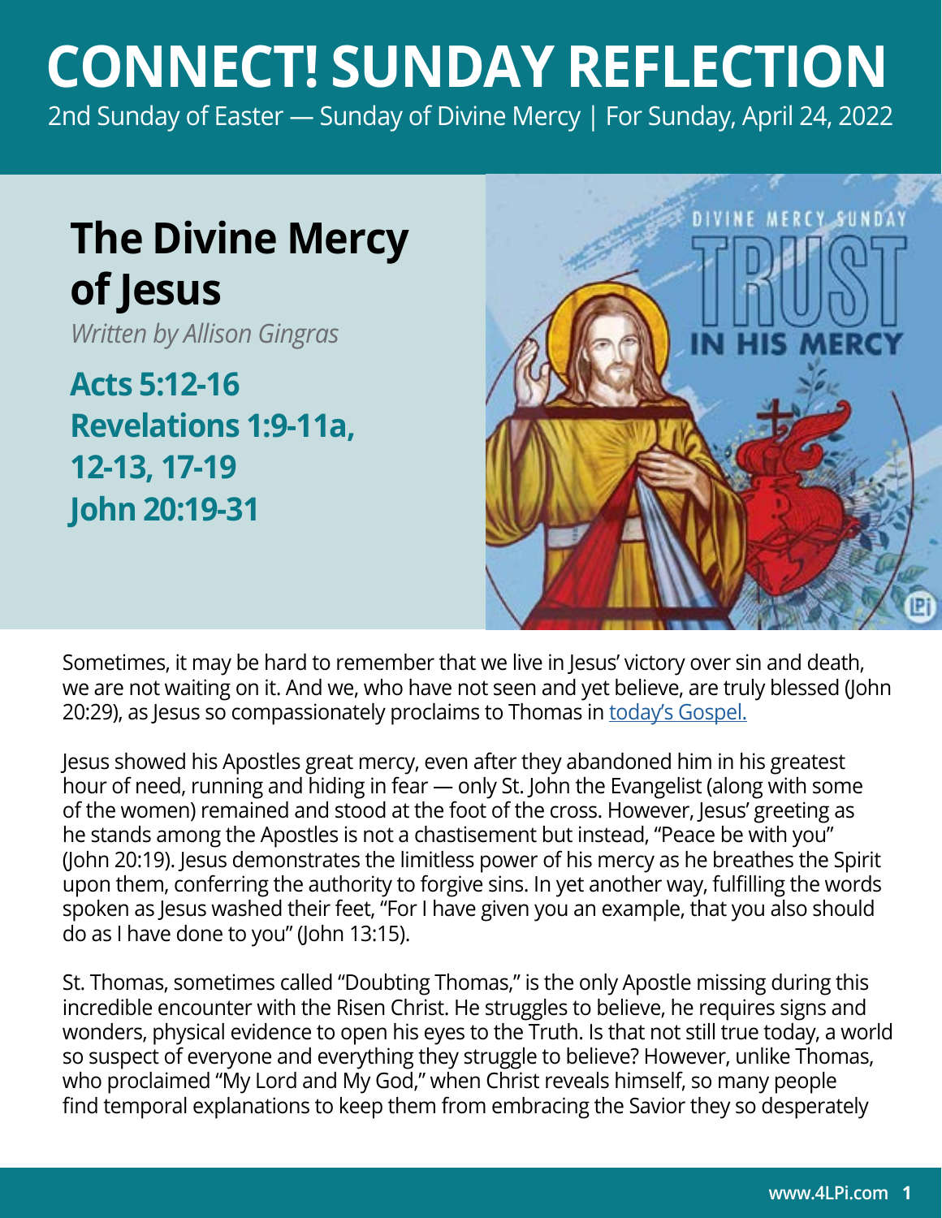# CONNECT! SUNDAY REFLECTION

2nd Sunday of Easter — Sunday of Divine Mercy | For Sunday, April 24, 2022

## The Divine Mercy of Jesus

*Written by Allison Gingras*

**Acts 5:12-16**
**Revelations 1:9-11a, 12-13, 17-19**
**John 20:19-31**

Sometimes, it may be hard to remember that we live in Jesus' victory over sin and death, we are not waiting on it. And we, who have not seen and yet believe, are truly blessed (John 20:29), as Jesus so compassionately proclaims to Thomas in today's Gospel.

Jesus showed his Apostles great mercy, even after they abandoned him in his greatest hour of need, running and hiding in fear — only St. John the Evangelist (along with some of the women) remained and stood at the foot of the cross. However, Jesus' greeting as he stands among the Apostles is not a chastisement but instead, "Peace be with you" (John 20:19). Jesus demonstrates the limitless power of his mercy as he breathes the Spirit upon them, conferring the authority to forgive sins. In yet another way, fulfilling the words spoken as Jesus washed their feet, "For I have given you an example, that you also should do as I have done to you" (John 13:15).

St. Thomas, sometimes called "Doubting Thomas," is the only Apostle missing during this incredible encounter with the Risen Christ. He struggles to believe, he requires signs and wonders, physical evidence to open his eyes to the Truth. Is that not still true today, a world so suspect of everyone and everything they struggle to believe? However, unlike Thomas, who proclaimed "My Lord and My God," when Christ reveals himself, so many people find temporal explanations to keep them from embracing the Savior they so desperately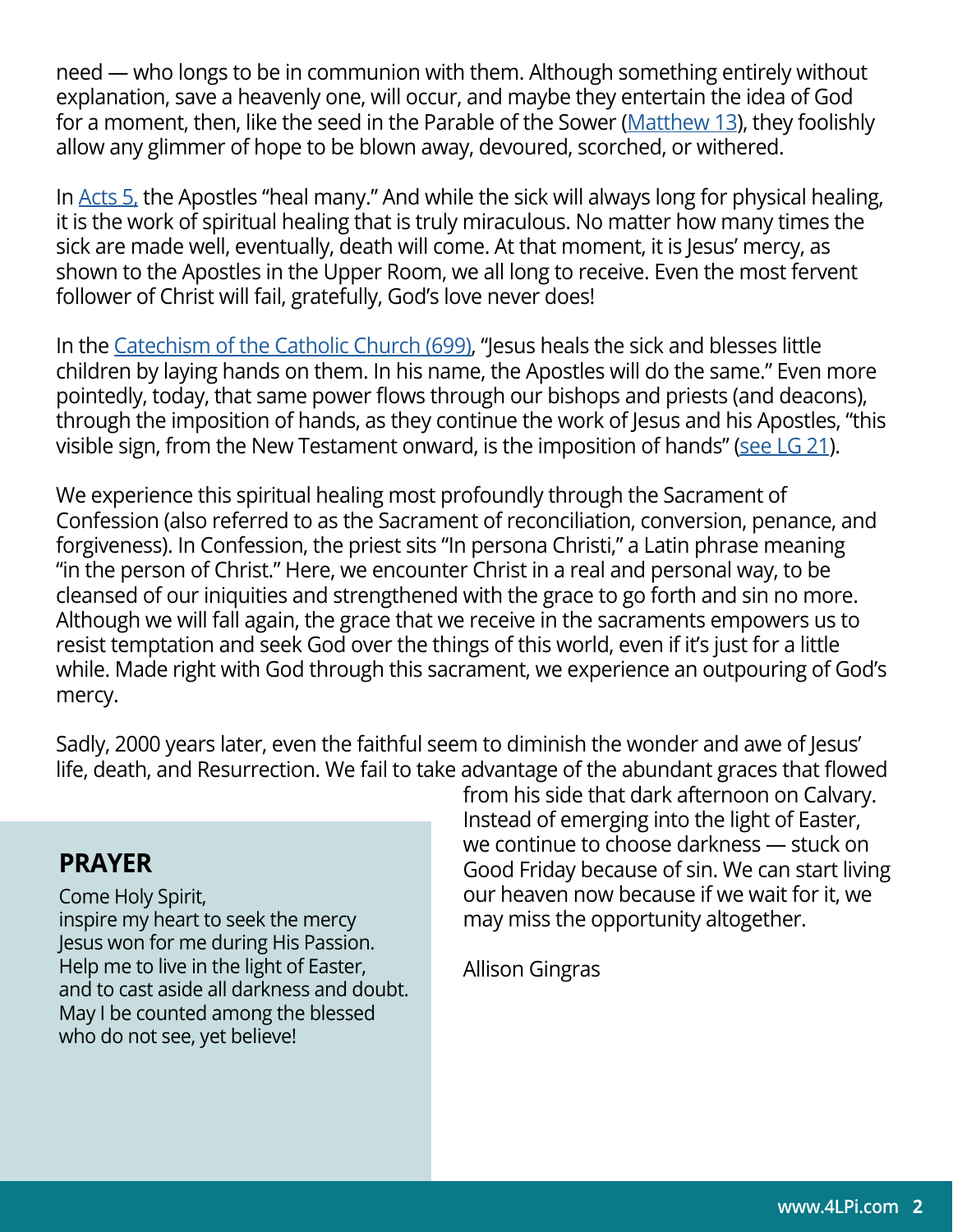need — who longs to be in communion with them. Although something entirely without explanation, save a heavenly one, will occur, and maybe they entertain the idea of God for a moment, then, like the seed in the Parable of the Sower (Matthew 13), they foolishly allow any glimmer of hope to be blown away, devoured, scorched, or withered.

In Acts 5, the Apostles "heal many." And while the sick will always long for physical healing, it is the work of spiritual healing that is truly miraculous. No matter how many times the sick are made well, eventually, death will come. At that moment, it is Jesus' mercy, as shown to the Apostles in the Upper Room, we all long to receive. Even the most fervent follower of Christ will fail, gratefully, God's love never does!

In the Catechism of the Catholic Church (699), "Jesus heals the sick and blesses little children by laying hands on them. In his name, the Apostles will do the same." Even more pointedly, today, that same power flows through our bishops and priests (and deacons), through the imposition of hands, as they continue the work of Jesus and his Apostles, "this visible sign, from the New Testament onward, is the imposition of hands" (see LG 21).

We experience this spiritual healing most profoundly through the Sacrament of Confession (also referred to as the Sacrament of reconciliation, conversion, penance, and forgiveness). In Confession, the priest sits "In persona Christi," a Latin phrase meaning "in the person of Christ." Here, we encounter Christ in a real and personal way, to be cleansed of our iniquities and strengthened with the grace to go forth and sin no more. Although we will fall again, the grace that we receive in the sacraments empowers us to resist temptation and seek God over the things of this world, even if it's just for a little while. Made right with God through this sacrament, we experience an outpouring of God's mercy.

Sadly, 2000 years later, even the faithful seem to diminish the wonder and awe of Jesus' life, death, and Resurrection. We fail to take advantage of the abundant graces that flowed from his side that dark afternoon on Calvary. Instead of emerging into the light of Easter, we continue to choose darkness — stuck on Good Friday because of sin. We can start living our heaven now because if we wait for it, we may miss the opportunity altogether.

Allison Gingras

## PRAYER

Come Holy Spirit,
inspire my heart to seek the mercy
Jesus won for me during His Passion.
Help me to live in the light of Easter,
and to cast aside all darkness and doubt.
May I be counted among the blessed
who do not see, yet believe!